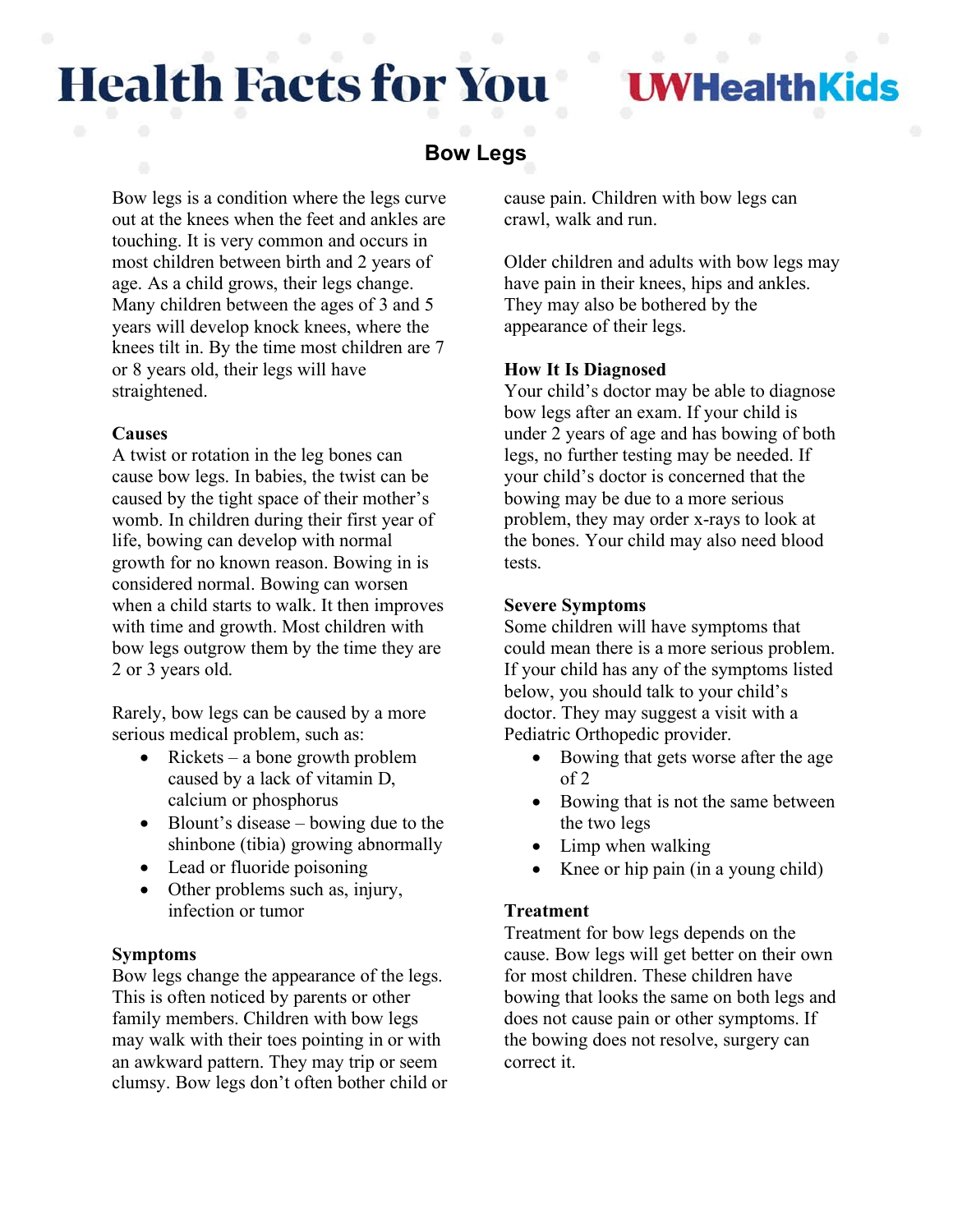# Health Facts for You

UWHealthKids

## Bow Legs

Bow legs is a condition where the legs curve out at the knees when the feet and ankles are touching. It is very common and occurs in most children between birth and 2 years of age. As a child grows, their legs change. Many children between the ages of 3 and 5 years will develop knock knees, where the knees tilt in. By the time most children are 7 or 8 years old, their legs will have straightened.

### Causes

A twist or rotation in the leg bones can cause bow legs. In babies, the twist can be caused by the tight space of their mother's womb. In children during their first year of life, bowing can develop with normal growth for no known reason. Bowing in is considered normal. Bowing can worsen when a child starts to walk. It then improves with time and growth. Most children with bow legs outgrow them by the time they are 2 or 3 years old.

Rarely, bow legs can be caused by a more serious medical problem, such as:

- Rickets – a bone growth problem caused by a lack of vitamin D, calcium or phosphorus
- Blount's disease – bowing due to the shinbone (tibia) growing abnormally
- Lead or fluoride poisoning
- Other problems such as, injury, infection or tumor

### Symptoms

Bow legs change the appearance of the legs. This is often noticed by parents or other family members. Children with bow legs may walk with their toes pointing in or with an awkward pattern. They may trip or seem clumsy. Bow legs don't often bother child or cause pain. Children with bow legs can crawl, walk and run.

Older children and adults with bow legs may have pain in their knees, hips and ankles. They may also be bothered by the appearance of their legs.

### How It Is Diagnosed

Your child's doctor may be able to diagnose bow legs after an exam. If your child is under 2 years of age and has bowing of both legs, no further testing may be needed. If your child's doctor is concerned that the bowing may be due to a more serious problem, they may order x-rays to look at the bones. Your child may also need blood tests.

### Severe Symptoms

Some children will have symptoms that could mean there is a more serious problem. If your child has any of the symptoms listed below, you should talk to your child's doctor. They may suggest a visit with a Pediatric Orthopedic provider.

- Bowing that gets worse after the age of 2
- Bowing that is not the same between the two legs
- Limp when walking
- Knee or hip pain (in a young child)

### Treatment

Treatment for bow legs depends on the cause. Bow legs will get better on their own for most children. These children have bowing that looks the same on both legs and does not cause pain or other symptoms. If the bowing does not resolve, surgery can correct it.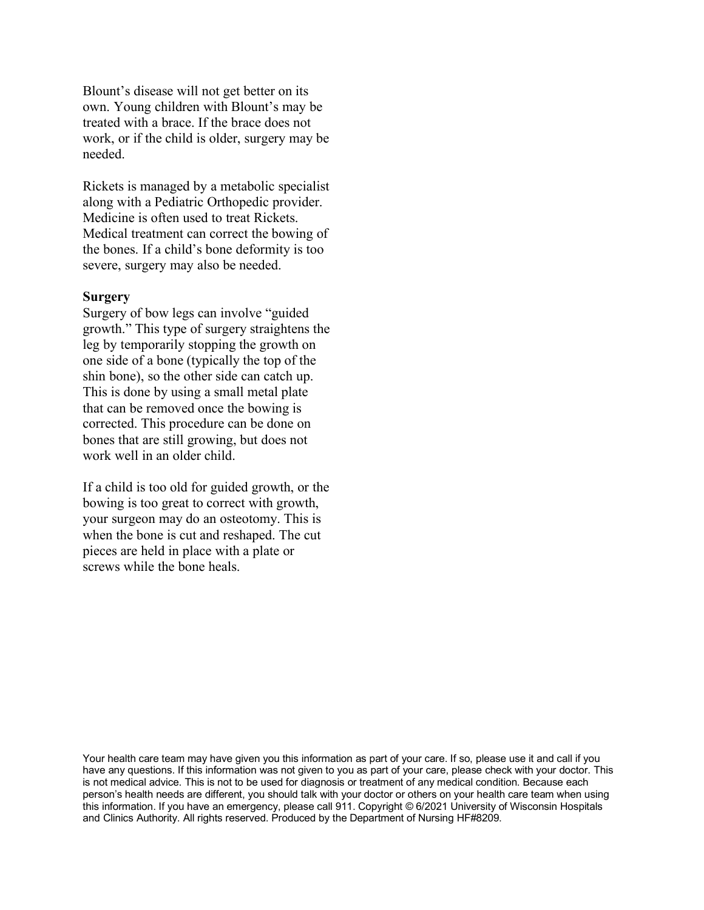Blount's disease will not get better on its own. Young children with Blount's may be treated with a brace. If the brace does not work, or if the child is older, surgery may be needed.

Rickets is managed by a metabolic specialist along with a Pediatric Orthopedic provider. Medicine is often used to treat Rickets. Medical treatment can correct the bowing of the bones. If a child's bone deformity is too severe, surgery may also be needed.

**Surgery**

Surgery of bow legs can involve "guided growth." This type of surgery straightens the leg by temporarily stopping the growth on one side of a bone (typically the top of the shin bone), so the other side can catch up. This is done by using a small metal plate that can be removed once the bowing is corrected. This procedure can be done on bones that are still growing, but does not work well in an older child.

If a child is too old for guided growth, or the bowing is too great to correct with growth, your surgeon may do an osteotomy. This is when the bone is cut and reshaped. The cut pieces are held in place with a plate or screws while the bone heals.

Your health care team may have given you this information as part of your care. If so, please use it and call if you have any questions. If this information was not given to you as part of your care, please check with your doctor. This is not medical advice. This is not to be used for diagnosis or treatment of any medical condition. Because each person's health needs are different, you should talk with your doctor or others on your health care team when using this information. If you have an emergency, please call 911. Copyright © 6/2021 University of Wisconsin Hospitals and Clinics Authority. All rights reserved. Produced by the Department of Nursing HF#8209.